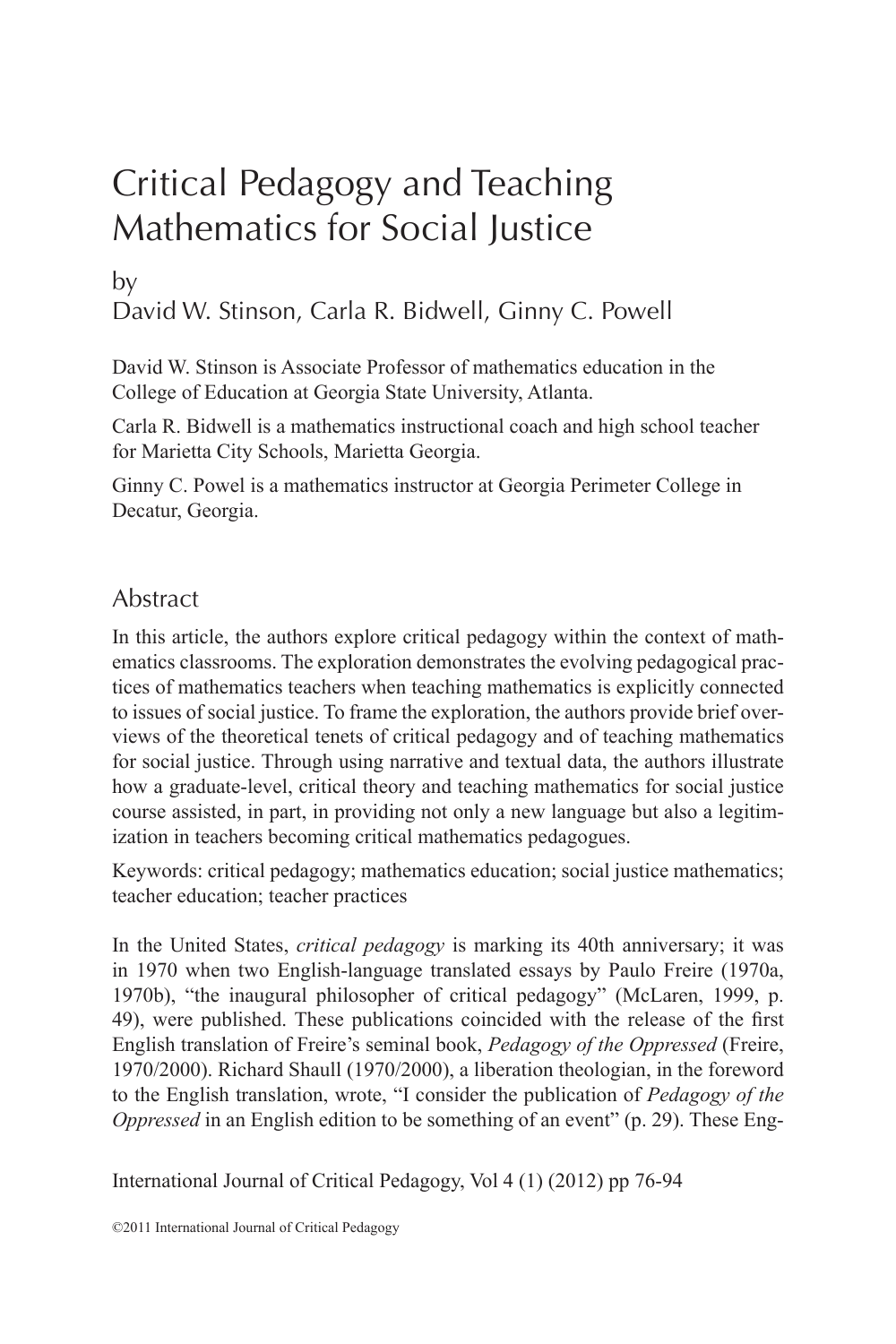# Critical Pedagogy and Teaching Mathematics for Social Justice

by
David W. Stinson, Carla R. Bidwell, Ginny C. Powell

David W. Stinson is Associate Professor of mathematics education in the College of Education at Georgia State University, Atlanta.

Carla R. Bidwell is a mathematics instructional coach and high school teacher for Marietta City Schools, Marietta Georgia.

Ginny C. Powel is a mathematics instructor at Georgia Perimeter College in Decatur, Georgia.

## Abstract

In this article, the authors explore critical pedagogy within the context of mathematics classrooms. The exploration demonstrates the evolving pedagogical practices of mathematics teachers when teaching mathematics is explicitly connected to issues of social justice. To frame the exploration, the authors provide brief overviews of the theoretical tenets of critical pedagogy and of teaching mathematics for social justice. Through using narrative and textual data, the authors illustrate how a graduate-level, critical theory and teaching mathematics for social justice course assisted, in part, in providing not only a new language but also a legitimization in teachers becoming critical mathematics pedagogues.

Keywords: critical pedagogy; mathematics education; social justice mathematics; teacher education; teacher practices

In the United States, *critical pedagogy* is marking its 40th anniversary; it was in 1970 when two English-language translated essays by Paulo Freire (1970a, 1970b), "the inaugural philosopher of critical pedagogy" (McLaren, 1999, p. 49), were published. These publications coincided with the release of the first English translation of Freire's seminal book, *Pedagogy of the Oppressed* (Freire, 1970/2000). Richard Shaull (1970/2000), a liberation theologian, in the foreword to the English translation, wrote, "I consider the publication of *Pedagogy of the Oppressed* in an English edition to be something of an event" (p. 29). These Eng-

©2011 International Journal of Critical Pedagogy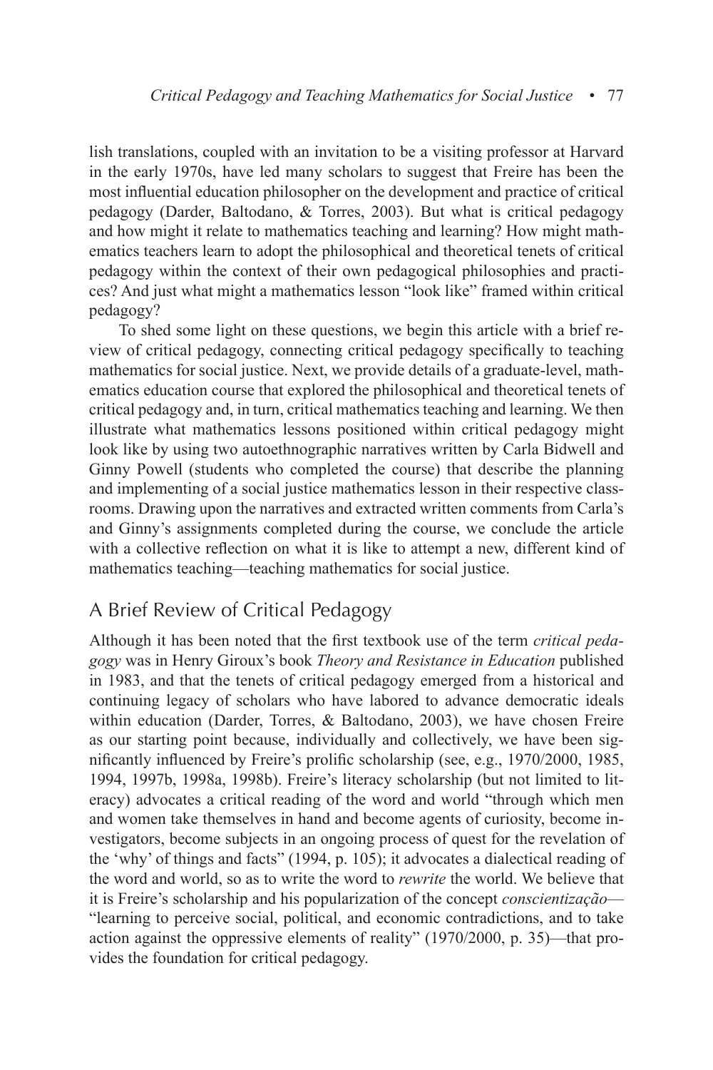lish translations, coupled with an invitation to be a visiting professor at Harvard in the early 1970s, have led many scholars to suggest that Freire has been the most influential education philosopher on the development and practice of critical pedagogy (Darder, Baltodano, & Torres, 2003). But what is critical pedagogy and how might it relate to mathematics teaching and learning? How might mathematics teachers learn to adopt the philosophical and theoretical tenets of critical pedagogy within the context of their own pedagogical philosophies and practices? And just what might a mathematics lesson "look like" framed within critical pedagogy?

To shed some light on these questions, we begin this article with a brief review of critical pedagogy, connecting critical pedagogy specifically to teaching mathematics for social justice. Next, we provide details of a graduate-level, mathematics education course that explored the philosophical and theoretical tenets of critical pedagogy and, in turn, critical mathematics teaching and learning. We then illustrate what mathematics lessons positioned within critical pedagogy might look like by using two autoethnographic narratives written by Carla Bidwell and Ginny Powell (students who completed the course) that describe the planning and implementing of a social justice mathematics lesson in their respective classrooms. Drawing upon the narratives and extracted written comments from Carla's and Ginny's assignments completed during the course, we conclude the article with a collective reflection on what it is like to attempt a new, different kind of mathematics teaching—teaching mathematics for social justice.

## A Brief Review of Critical Pedagogy

Although it has been noted that the first textbook use of the term *critical pedagogy* was in Henry Giroux's book *Theory and Resistance in Education* published in 1983, and that the tenets of critical pedagogy emerged from a historical and continuing legacy of scholars who have labored to advance democratic ideals within education (Darder, Torres, & Baltodano, 2003), we have chosen Freire as our starting point because, individually and collectively, we have been significantly influenced by Freire's prolific scholarship (see, e.g., 1970/2000, 1985, 1994, 1997b, 1998a, 1998b). Freire's literacy scholarship (but not limited to literacy) advocates a critical reading of the word and world "through which men and women take themselves in hand and become agents of curiosity, become investigators, become subjects in an ongoing process of quest for the revelation of the 'why' of things and facts" (1994, p. 105); it advocates a dialectical reading of the word and world, so as to write the word to *rewrite* the world. We believe that it is Freire's scholarship and his popularization of the concept *conscientização*—"learning to perceive social, political, and economic contradictions, and to take action against the oppressive elements of reality" (1970/2000, p. 35)—that provides the foundation for critical pedagogy.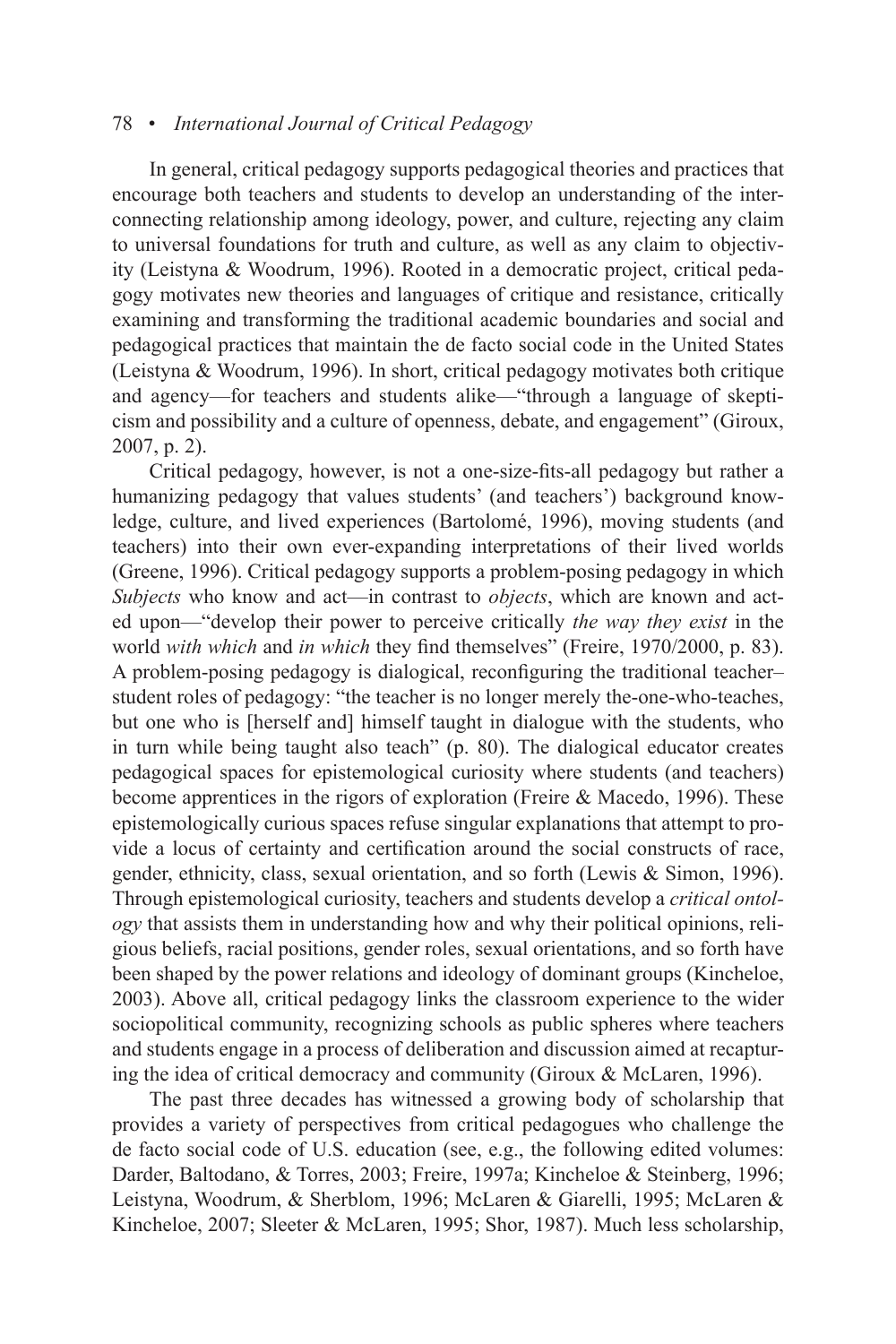In general, critical pedagogy supports pedagogical theories and practices that encourage both teachers and students to develop an understanding of the interconnecting relationship among ideology, power, and culture, rejecting any claim to universal foundations for truth and culture, as well as any claim to objectivity (Leistyna & Woodrum, 1996). Rooted in a democratic project, critical pedagogy motivates new theories and languages of critique and resistance, critically examining and transforming the traditional academic boundaries and social and pedagogical practices that maintain the de facto social code in the United States (Leistyna & Woodrum, 1996). In short, critical pedagogy motivates both critique and agency—for teachers and students alike—"through a language of skepticism and possibility and a culture of openness, debate, and engagement" (Giroux, 2007, p. 2).

Critical pedagogy, however, is not a one-size-fits-all pedagogy but rather a humanizing pedagogy that values students' (and teachers') background knowledge, culture, and lived experiences (Bartolomé, 1996), moving students (and teachers) into their own ever-expanding interpretations of their lived worlds (Greene, 1996). Critical pedagogy supports a problem-posing pedagogy in which *Subjects* who know and act—in contrast to *objects*, which are known and acted upon—"develop their power to perceive critically *the way they exist* in the world *with which* and *in which* they find themselves" (Freire, 1970/2000, p. 83). A problem-posing pedagogy is dialogical, reconfiguring the traditional teacher–student roles of pedagogy: "the teacher is no longer merely the-one-who-teaches, but one who is [herself and] himself taught in dialogue with the students, who in turn while being taught also teach" (p. 80). The dialogical educator creates pedagogical spaces for epistemological curiosity where students (and teachers) become apprentices in the rigors of exploration (Freire & Macedo, 1996). These epistemologically curious spaces refuse singular explanations that attempt to provide a locus of certainty and certification around the social constructs of race, gender, ethnicity, class, sexual orientation, and so forth (Lewis & Simon, 1996). Through epistemological curiosity, teachers and students develop a *critical ontology* that assists them in understanding how and why their political opinions, religious beliefs, racial positions, gender roles, sexual orientations, and so forth have been shaped by the power relations and ideology of dominant groups (Kincheloe, 2003). Above all, critical pedagogy links the classroom experience to the wider sociopolitical community, recognizing schools as public spheres where teachers and students engage in a process of deliberation and discussion aimed at recapturing the idea of critical democracy and community (Giroux & McLaren, 1996).

The past three decades has witnessed a growing body of scholarship that provides a variety of perspectives from critical pedagogues who challenge the de facto social code of U.S. education (see, e.g., the following edited volumes: Darder, Baltodano, & Torres, 2003; Freire, 1997a; Kincheloe & Steinberg, 1996; Leistyna, Woodrum, & Sherblom, 1996; McLaren & Giarelli, 1995; McLaren & Kincheloe, 2007; Sleeter & McLaren, 1995; Shor, 1987). Much less scholarship,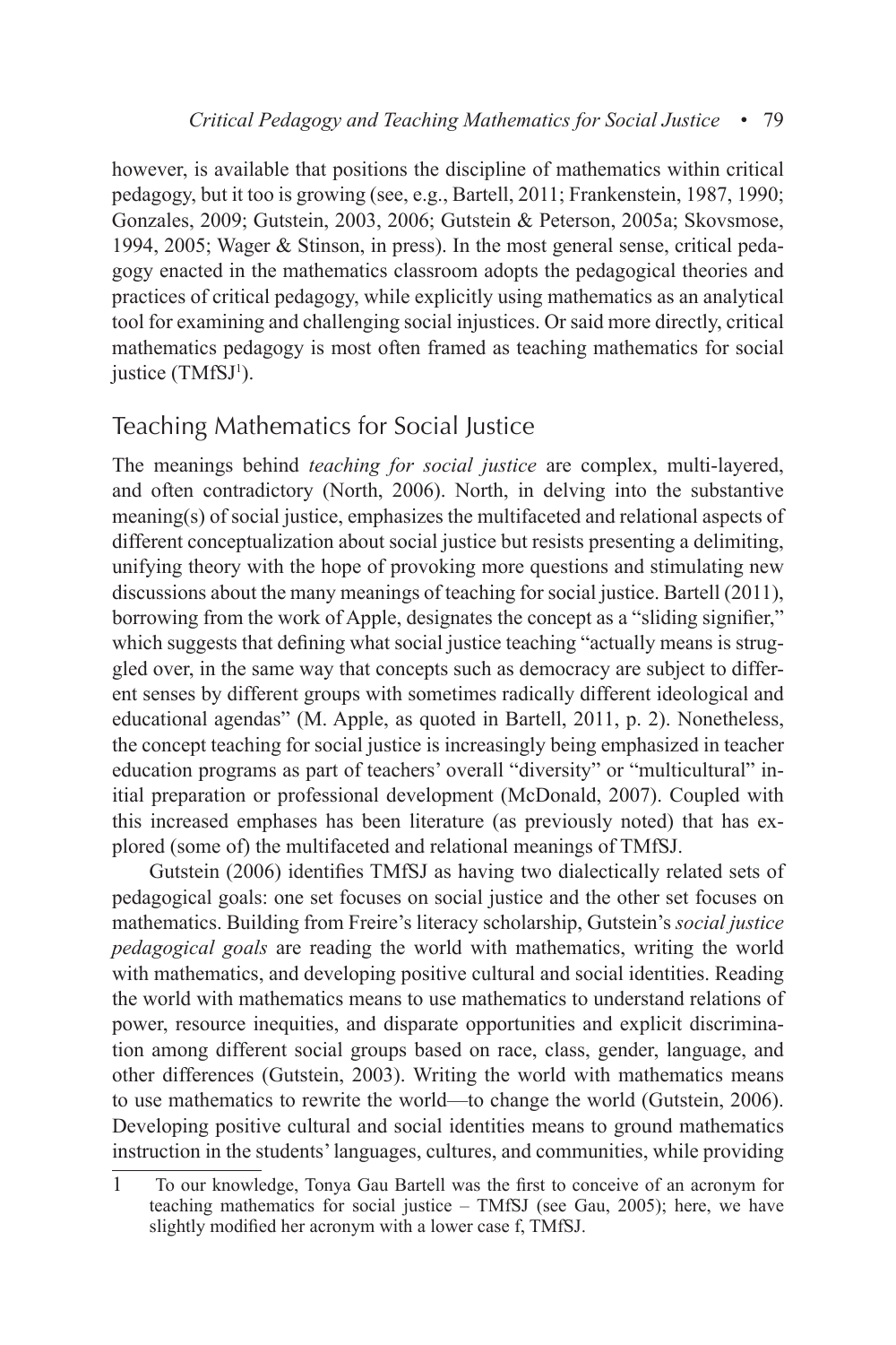however, is available that positions the discipline of mathematics within critical pedagogy, but it too is growing (see, e.g., Bartell, 2011; Frankenstein, 1987, 1990; Gonzales, 2009; Gutstein, 2003, 2006; Gutstein & Peterson, 2005a; Skovsmose, 1994, 2005; Wager & Stinson, in press). In the most general sense, critical pedagogy enacted in the mathematics classroom adopts the pedagogical theories and practices of critical pedagogy, while explicitly using mathematics as an analytical tool for examining and challenging social injustices. Or said more directly, critical mathematics pedagogy is most often framed as teaching mathematics for social justice (TMfSJ[1]).

## Teaching Mathematics for Social Justice

The meanings behind *teaching for social justice* are complex, multi-layered, and often contradictory (North, 2006). North, in delving into the substantive meaning(s) of social justice, emphasizes the multifaceted and relational aspects of different conceptualization about social justice but resists presenting a delimiting, unifying theory with the hope of provoking more questions and stimulating new discussions about the many meanings of teaching for social justice. Bartell (2011), borrowing from the work of Apple, designates the concept as a "sliding signifier," which suggests that defining what social justice teaching "actually means is struggled over, in the same way that concepts such as democracy are subject to different senses by different groups with sometimes radically different ideological and educational agendas" (M. Apple, as quoted in Bartell, 2011, p. 2). Nonetheless, the concept teaching for social justice is increasingly being emphasized in teacher education programs as part of teachers' overall "diversity" or "multicultural" initial preparation or professional development (McDonald, 2007). Coupled with this increased emphases has been literature (as previously noted) that has explored (some of) the multifaceted and relational meanings of TMfSJ.

Gutstein (2006) identifies TMfSJ as having two dialectically related sets of pedagogical goals: one set focuses on social justice and the other set focuses on mathematics. Building from Freire's literacy scholarship, Gutstein's *social justice pedagogical goals* are reading the world with mathematics, writing the world with mathematics, and developing positive cultural and social identities. Reading the world with mathematics means to use mathematics to understand relations of power, resource inequities, and disparate opportunities and explicit discrimination among different social groups based on race, class, gender, language, and other differences (Gutstein, 2003). Writing the world with mathematics means to use mathematics to rewrite the world—to change the world (Gutstein, 2006). Developing positive cultural and social identities means to ground mathematics instruction in the students' languages, cultures, and communities, while providing

---

1 To our knowledge, Tonya Gau Bartell was the first to conceive of an acronym for teaching mathematics for social justice – TMfSJ (see Gau, 2005); here, we have slightly modified her acronym with a lower case f, TMfSJ.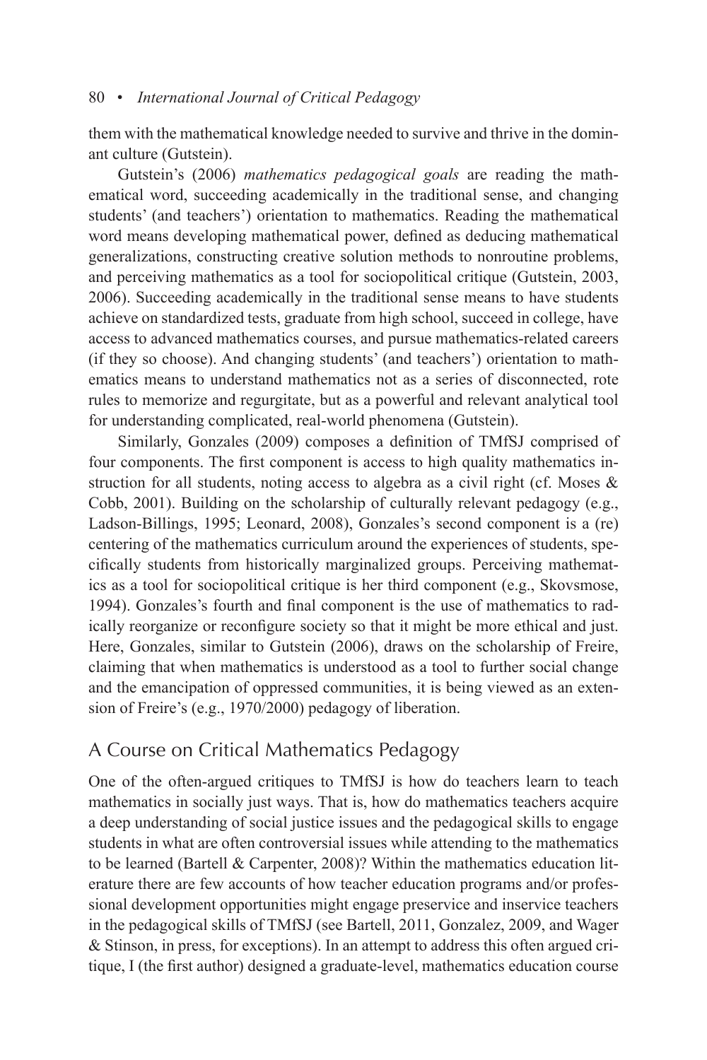them with the mathematical knowledge needed to survive and thrive in the dominant culture (Gutstein).

Gutstein's (2006) *mathematics pedagogical goals* are reading the mathematical word, succeeding academically in the traditional sense, and changing students' (and teachers') orientation to mathematics. Reading the mathematical word means developing mathematical power, defined as deducing mathematical generalizations, constructing creative solution methods to nonroutine problems, and perceiving mathematics as a tool for sociopolitical critique (Gutstein, 2003, 2006). Succeeding academically in the traditional sense means to have students achieve on standardized tests, graduate from high school, succeed in college, have access to advanced mathematics courses, and pursue mathematics-related careers (if they so choose). And changing students' (and teachers') orientation to mathematics means to understand mathematics not as a series of disconnected, rote rules to memorize and regurgitate, but as a powerful and relevant analytical tool for understanding complicated, real-world phenomena (Gutstein).

Similarly, Gonzales (2009) composes a definition of TMfSJ comprised of four components. The first component is access to high quality mathematics instruction for all students, noting access to algebra as a civil right (cf. Moses & Cobb, 2001). Building on the scholarship of culturally relevant pedagogy (e.g., Ladson-Billings, 1995; Leonard, 2008), Gonzales's second component is a (re) centering of the mathematics curriculum around the experiences of students, specifically students from historically marginalized groups. Perceiving mathematics as a tool for sociopolitical critique is her third component (e.g., Skovsmose, 1994). Gonzales's fourth and final component is the use of mathematics to radically reorganize or reconfigure society so that it might be more ethical and just. Here, Gonzales, similar to Gutstein (2006), draws on the scholarship of Freire, claiming that when mathematics is understood as a tool to further social change and the emancipation of oppressed communities, it is being viewed as an extension of Freire's (e.g., 1970/2000) pedagogy of liberation.

## A Course on Critical Mathematics Pedagogy

One of the often-argued critiques to TMfSJ is how do teachers learn to teach mathematics in socially just ways. That is, how do mathematics teachers acquire a deep understanding of social justice issues and the pedagogical skills to engage students in what are often controversial issues while attending to the mathematics to be learned (Bartell & Carpenter, 2008)? Within the mathematics education literature there are few accounts of how teacher education programs and/or professional development opportunities might engage preservice and inservice teachers in the pedagogical skills of TMfSJ (see Bartell, 2011, Gonzalez, 2009, and Wager & Stinson, in press, for exceptions). In an attempt to address this often argued critique, I (the first author) designed a graduate-level, mathematics education course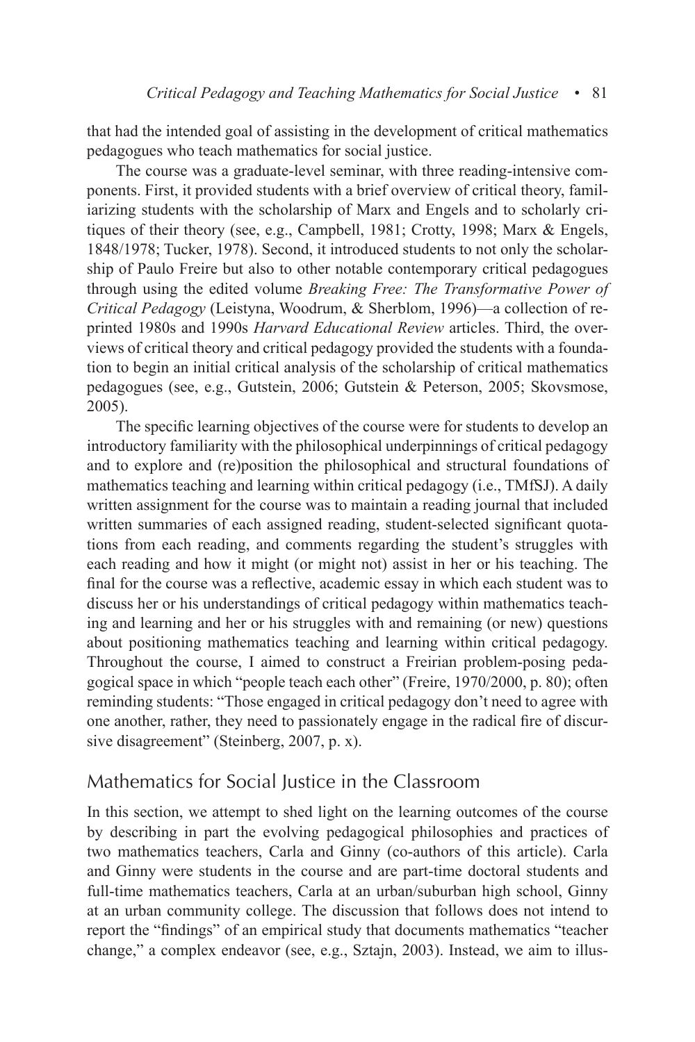that had the intended goal of assisting in the development of critical mathematics pedagogues who teach mathematics for social justice.

The course was a graduate-level seminar, with three reading-intensive components. First, it provided students with a brief overview of critical theory, familiarizing students with the scholarship of Marx and Engels and to scholarly critiques of their theory (see, e.g., Campbell, 1981; Crotty, 1998; Marx & Engels, 1848/1978; Tucker, 1978). Second, it introduced students to not only the scholarship of Paulo Freire but also to other notable contemporary critical pedagogues through using the edited volume *Breaking Free: The Transformative Power of Critical Pedagogy* (Leistyna, Woodrum, & Sherblom, 1996)—a collection of reprinted 1980s and 1990s *Harvard Educational Review* articles. Third, the overviews of critical theory and critical pedagogy provided the students with a foundation to begin an initial critical analysis of the scholarship of critical mathematics pedagogues (see, e.g., Gutstein, 2006; Gutstein & Peterson, 2005; Skovsmose, 2005).

The specific learning objectives of the course were for students to develop an introductory familiarity with the philosophical underpinnings of critical pedagogy and to explore and (re)position the philosophical and structural foundations of mathematics teaching and learning within critical pedagogy (i.e., TMfSJ). A daily written assignment for the course was to maintain a reading journal that included written summaries of each assigned reading, student-selected significant quotations from each reading, and comments regarding the student's struggles with each reading and how it might (or might not) assist in her or his teaching. The final for the course was a reflective, academic essay in which each student was to discuss her or his understandings of critical pedagogy within mathematics teaching and learning and her or his struggles with and remaining (or new) questions about positioning mathematics teaching and learning within critical pedagogy. Throughout the course, I aimed to construct a Freirian problem-posing pedagogical space in which "people teach each other" (Freire, 1970/2000, p. 80); often reminding students: "Those engaged in critical pedagogy don't need to agree with one another, rather, they need to passionately engage in the radical fire of discursive disagreement" (Steinberg, 2007, p. x).

## Mathematics for Social Justice in the Classroom

In this section, we attempt to shed light on the learning outcomes of the course by describing in part the evolving pedagogical philosophies and practices of two mathematics teachers, Carla and Ginny (co-authors of this article). Carla and Ginny were students in the course and are part-time doctoral students and full-time mathematics teachers, Carla at an urban/suburban high school, Ginny at an urban community college. The discussion that follows does not intend to report the "findings" of an empirical study that documents mathematics "teacher change," a complex endeavor (see, e.g., Sztajn, 2003). Instead, we aim to illus-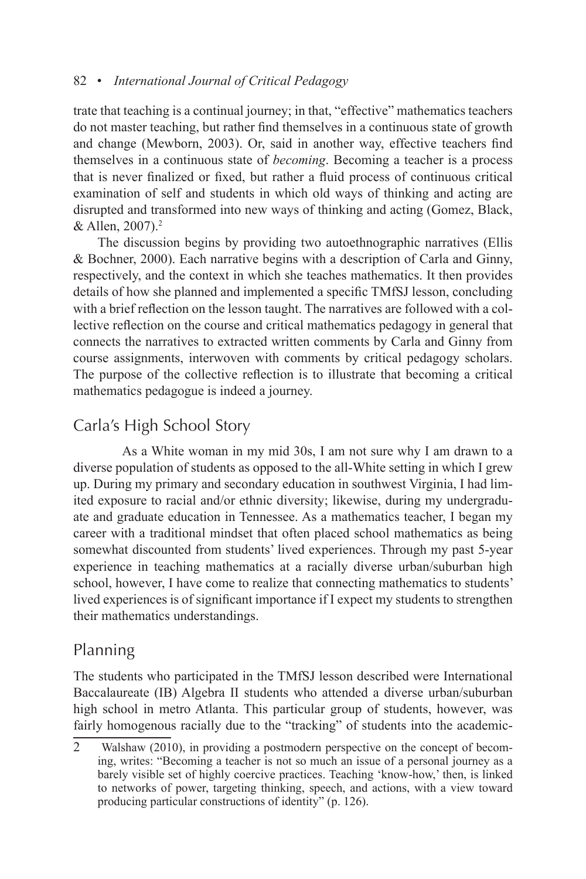trate that teaching is a continual journey; in that, "effective" mathematics teachers do not master teaching, but rather find themselves in a continuous state of growth and change (Mewborn, 2003). Or, said in another way, effective teachers find themselves in a continuous state of *becoming*. Becoming a teacher is a process that is never finalized or fixed, but rather a fluid process of continuous critical examination of self and students in which old ways of thinking and acting are disrupted and transformed into new ways of thinking and acting (Gomez, Black, & Allen, 2007).[2]

The discussion begins by providing two autoethnographic narratives (Ellis & Bochner, 2000). Each narrative begins with a description of Carla and Ginny, respectively, and the context in which she teaches mathematics. It then provides details of how she planned and implemented a specific TMfSJ lesson, concluding with a brief reflection on the lesson taught. The narratives are followed with a collective reflection on the course and critical mathematics pedagogy in general that connects the narratives to extracted written comments by Carla and Ginny from course assignments, interwoven with comments by critical pedagogy scholars. The purpose of the collective reflection is to illustrate that becoming a critical mathematics pedagogue is indeed a journey.

## Carla's High School Story

As a White woman in my mid 30s, I am not sure why I am drawn to a diverse population of students as opposed to the all-White setting in which I grew up. During my primary and secondary education in southwest Virginia, I had limited exposure to racial and/or ethnic diversity; likewise, during my undergraduate and graduate education in Tennessee. As a mathematics teacher, I began my career with a traditional mindset that often placed school mathematics as being somewhat discounted from students' lived experiences. Through my past 5-year experience in teaching mathematics at a racially diverse urban/suburban high school, however, I have come to realize that connecting mathematics to students' lived experiences is of significant importance if I expect my students to strengthen their mathematics understandings.

## Planning

The students who participated in the TMfSJ lesson described were International Baccalaureate (IB) Algebra II students who attended a diverse urban/suburban high school in metro Atlanta. This particular group of students, however, was fairly homogenous racially due to the "tracking" of students into the academic-

---

2 Walshaw (2010), in providing a postmodern perspective on the concept of becoming, writes: "Becoming a teacher is not so much an issue of a personal journey as a barely visible set of highly coercive practices. Teaching 'know-how,' then, is linked to networks of power, targeting thinking, speech, and actions, with a view toward producing particular constructions of identity" (p. 126).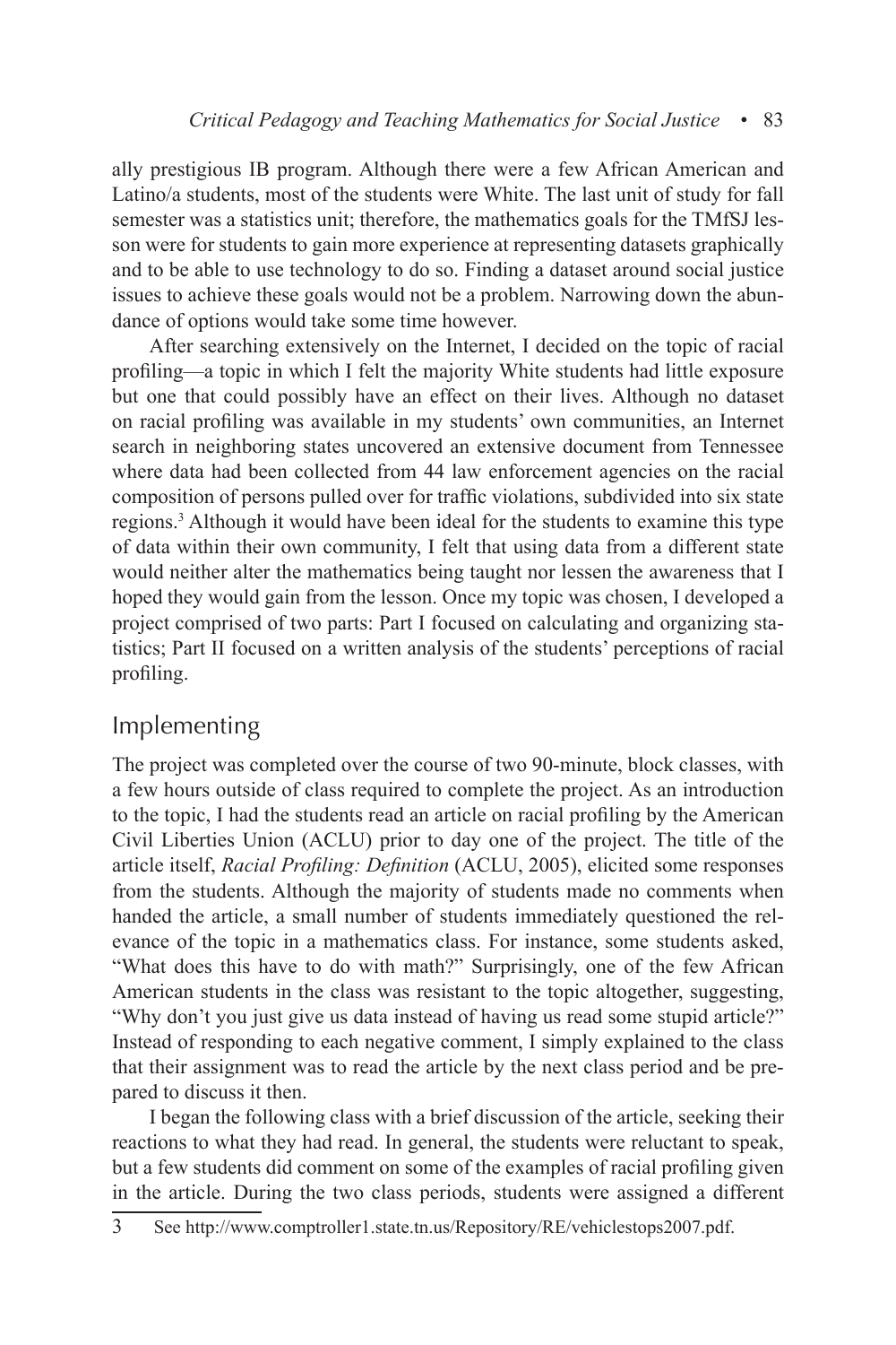ally prestigious IB program. Although there were a few African American and Latino/a students, most of the students were White. The last unit of study for fall semester was a statistics unit; therefore, the mathematics goals for the TMfSJ lesson were for students to gain more experience at representing datasets graphically and to be able to use technology to do so. Finding a dataset around social justice issues to achieve these goals would not be a problem. Narrowing down the abundance of options would take some time however.

After searching extensively on the Internet, I decided on the topic of racial profiling—a topic in which I felt the majority White students had little exposure but one that could possibly have an effect on their lives. Although no dataset on racial profiling was available in my students' own communities, an Internet search in neighboring states uncovered an extensive document from Tennessee where data had been collected from 44 law enforcement agencies on the racial composition of persons pulled over for traffic violations, subdivided into six state regions.[3] Although it would have been ideal for the students to examine this type of data within their own community, I felt that using data from a different state would neither alter the mathematics being taught nor lessen the awareness that I hoped they would gain from the lesson. Once my topic was chosen, I developed a project comprised of two parts: Part I focused on calculating and organizing statistics; Part II focused on a written analysis of the students' perceptions of racial profiling.

## Implementing

The project was completed over the course of two 90-minute, block classes, with a few hours outside of class required to complete the project. As an introduction to the topic, I had the students read an article on racial profiling by the American Civil Liberties Union (ACLU) prior to day one of the project. The title of the article itself, *Racial Profiling: Definition* (ACLU, 2005), elicited some responses from the students. Although the majority of students made no comments when handed the article, a small number of students immediately questioned the relevance of the topic in a mathematics class. For instance, some students asked, "What does this have to do with math?" Surprisingly, one of the few African American students in the class was resistant to the topic altogether, suggesting, "Why don't you just give us data instead of having us read some stupid article?" Instead of responding to each negative comment, I simply explained to the class that their assignment was to read the article by the next class period and be prepared to discuss it then.

I began the following class with a brief discussion of the article, seeking their reactions to what they had read. In general, the students were reluctant to speak, but a few students did comment on some of the examples of racial profiling given in the article. During the two class periods, students were assigned a different

3 See http://www.comptroller1.state.tn.us/Repository/RE/vehiclestops2007.pdf.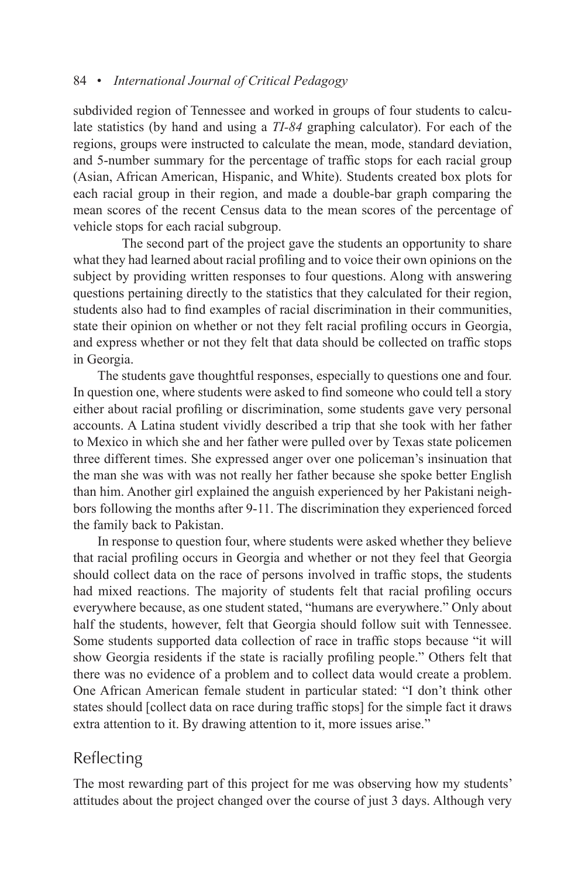subdivided region of Tennessee and worked in groups of four students to calculate statistics (by hand and using a *TI-84* graphing calculator). For each of the regions, groups were instructed to calculate the mean, mode, standard deviation, and 5-number summary for the percentage of traffic stops for each racial group (Asian, African American, Hispanic, and White). Students created box plots for each racial group in their region, and made a double-bar graph comparing the mean scores of the recent Census data to the mean scores of the percentage of vehicle stops for each racial subgroup.

The second part of the project gave the students an opportunity to share what they had learned about racial profiling and to voice their own opinions on the subject by providing written responses to four questions. Along with answering questions pertaining directly to the statistics that they calculated for their region, students also had to find examples of racial discrimination in their communities, state their opinion on whether or not they felt racial profiling occurs in Georgia, and express whether or not they felt that data should be collected on traffic stops in Georgia.

The students gave thoughtful responses, especially to questions one and four. In question one, where students were asked to find someone who could tell a story either about racial profiling or discrimination, some students gave very personal accounts. A Latina student vividly described a trip that she took with her father to Mexico in which she and her father were pulled over by Texas state policemen three different times. She expressed anger over one policeman's insinuation that the man she was with was not really her father because she spoke better English than him. Another girl explained the anguish experienced by her Pakistani neighbors following the months after 9-11. The discrimination they experienced forced the family back to Pakistan.

In response to question four, where students were asked whether they believe that racial profiling occurs in Georgia and whether or not they feel that Georgia should collect data on the race of persons involved in traffic stops, the students had mixed reactions. The majority of students felt that racial profiling occurs everywhere because, as one student stated, "humans are everywhere." Only about half the students, however, felt that Georgia should follow suit with Tennessee. Some students supported data collection of race in traffic stops because "it will show Georgia residents if the state is racially profiling people." Others felt that there was no evidence of a problem and to collect data would create a problem. One African American female student in particular stated: "I don't think other states should [collect data on race during traffic stops] for the simple fact it draws extra attention to it. By drawing attention to it, more issues arise."

## Reflecting

The most rewarding part of this project for me was observing how my students' attitudes about the project changed over the course of just 3 days. Although very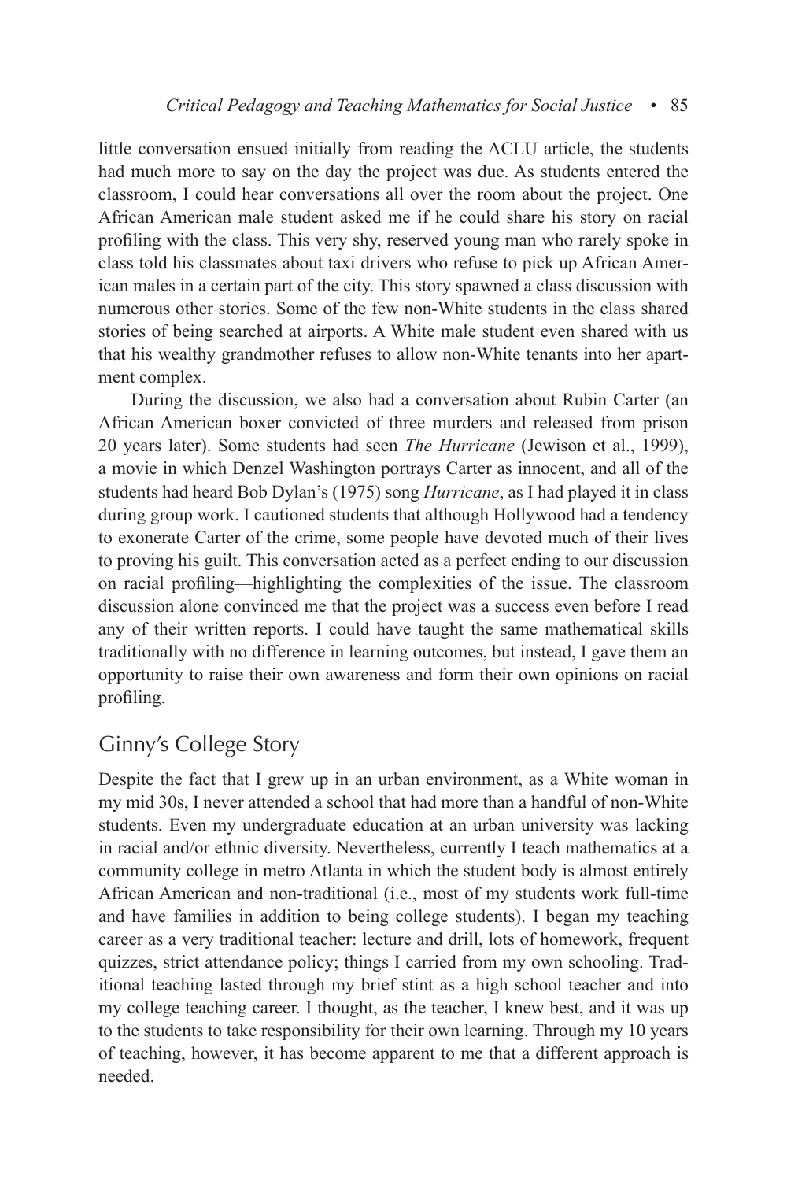little conversation ensued initially from reading the ACLU article, the students had much more to say on the day the project was due. As students entered the classroom, I could hear conversations all over the room about the project. One African American male student asked me if he could share his story on racial profiling with the class. This very shy, reserved young man who rarely spoke in class told his classmates about taxi drivers who refuse to pick up African American males in a certain part of the city. This story spawned a class discussion with numerous other stories. Some of the few non-White students in the class shared stories of being searched at airports. A White male student even shared with us that his wealthy grandmother refuses to allow non-White tenants into her apartment complex.

During the discussion, we also had a conversation about Rubin Carter (an African American boxer convicted of three murders and released from prison 20 years later). Some students had seen *The Hurricane* (Jewison et al., 1999), a movie in which Denzel Washington portrays Carter as innocent, and all of the students had heard Bob Dylan's (1975) song *Hurricane*, as I had played it in class during group work. I cautioned students that although Hollywood had a tendency to exonerate Carter of the crime, some people have devoted much of their lives to proving his guilt. This conversation acted as a perfect ending to our discussion on racial profiling—highlighting the complexities of the issue. The classroom discussion alone convinced me that the project was a success even before I read any of their written reports. I could have taught the same mathematical skills traditionally with no difference in learning outcomes, but instead, I gave them an opportunity to raise their own awareness and form their own opinions on racial profiling.

## Ginny's College Story

Despite the fact that I grew up in an urban environment, as a White woman in my mid 30s, I never attended a school that had more than a handful of non-White students. Even my undergraduate education at an urban university was lacking in racial and/or ethnic diversity. Nevertheless, currently I teach mathematics at a community college in metro Atlanta in which the student body is almost entirely African American and non-traditional (i.e., most of my students work full-time and have families in addition to being college students). I began my teaching career as a very traditional teacher: lecture and drill, lots of homework, frequent quizzes, strict attendance policy; things I carried from my own schooling. Traditional teaching lasted through my brief stint as a high school teacher and into my college teaching career. I thought, as the teacher, I knew best, and it was up to the students to take responsibility for their own learning. Through my 10 years of teaching, however, it has become apparent to me that a different approach is needed.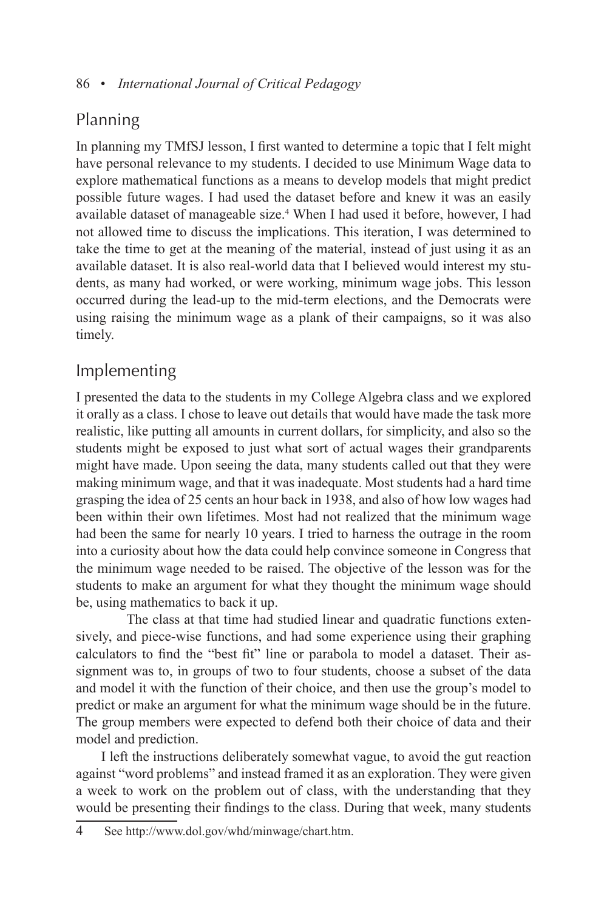## Planning

In planning my TMfSJ lesson, I first wanted to determine a topic that I felt might have personal relevance to my students. I decided to use Minimum Wage data to explore mathematical functions as a means to develop models that might predict possible future wages. I had used the dataset before and knew it was an easily available dataset of manageable size.[4] When I had used it before, however, I had not allowed time to discuss the implications. This iteration, I was determined to take the time to get at the meaning of the material, instead of just using it as an available dataset. It is also real-world data that I believed would interest my students, as many had worked, or were working, minimum wage jobs. This lesson occurred during the lead-up to the mid-term elections, and the Democrats were using raising the minimum wage as a plank of their campaigns, so it was also timely.

## Implementing

I presented the data to the students in my College Algebra class and we explored it orally as a class. I chose to leave out details that would have made the task more realistic, like putting all amounts in current dollars, for simplicity, and also so the students might be exposed to just what sort of actual wages their grandparents might have made. Upon seeing the data, many students called out that they were making minimum wage, and that it was inadequate. Most students had a hard time grasping the idea of 25 cents an hour back in 1938, and also of how low wages had been within their own lifetimes. Most had not realized that the minimum wage had been the same for nearly 10 years. I tried to harness the outrage in the room into a curiosity about how the data could help convince someone in Congress that the minimum wage needed to be raised. The objective of the lesson was for the students to make an argument for what they thought the minimum wage should be, using mathematics to back it up.

The class at that time had studied linear and quadratic functions extensively, and piece-wise functions, and had some experience using their graphing calculators to find the "best fit" line or parabola to model a dataset. Their assignment was to, in groups of two to four students, choose a subset of the data and model it with the function of their choice, and then use the group's model to predict or make an argument for what the minimum wage should be in the future. The group members were expected to defend both their choice of data and their model and prediction.

I left the instructions deliberately somewhat vague, to avoid the gut reaction against "word problems" and instead framed it as an exploration. They were given a week to work on the problem out of class, with the understanding that they would be presenting their findings to the class. During that week, many students

4 See http://www.dol.gov/whd/minwage/chart.htm.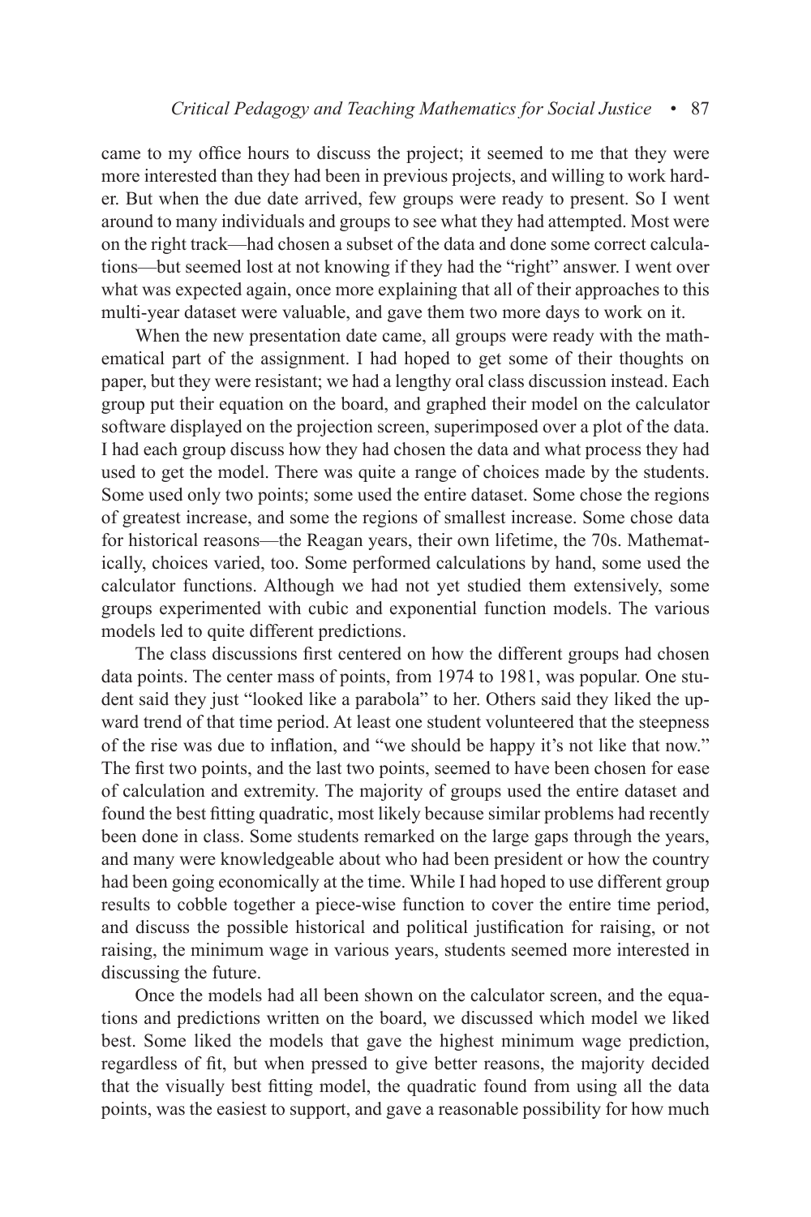came to my office hours to discuss the project; it seemed to me that they were more interested than they had been in previous projects, and willing to work harder. But when the due date arrived, few groups were ready to present. So I went around to many individuals and groups to see what they had attempted. Most were on the right track—had chosen a subset of the data and done some correct calculations—but seemed lost at not knowing if they had the "right" answer. I went over what was expected again, once more explaining that all of their approaches to this multi-year dataset were valuable, and gave them two more days to work on it.

When the new presentation date came, all groups were ready with the mathematical part of the assignment. I had hoped to get some of their thoughts on paper, but they were resistant; we had a lengthy oral class discussion instead. Each group put their equation on the board, and graphed their model on the calculator software displayed on the projection screen, superimposed over a plot of the data. I had each group discuss how they had chosen the data and what process they had used to get the model. There was quite a range of choices made by the students. Some used only two points; some used the entire dataset. Some chose the regions of greatest increase, and some the regions of smallest increase. Some chose data for historical reasons—the Reagan years, their own lifetime, the 70s. Mathematically, choices varied, too. Some performed calculations by hand, some used the calculator functions. Although we had not yet studied them extensively, some groups experimented with cubic and exponential function models. The various models led to quite different predictions.

The class discussions first centered on how the different groups had chosen data points. The center mass of points, from 1974 to 1981, was popular. One student said they just "looked like a parabola" to her. Others said they liked the upward trend of that time period. At least one student volunteered that the steepness of the rise was due to inflation, and "we should be happy it's not like that now." The first two points, and the last two points, seemed to have been chosen for ease of calculation and extremity. The majority of groups used the entire dataset and found the best fitting quadratic, most likely because similar problems had recently been done in class. Some students remarked on the large gaps through the years, and many were knowledgeable about who had been president or how the country had been going economically at the time. While I had hoped to use different group results to cobble together a piece-wise function to cover the entire time period, and discuss the possible historical and political justification for raising, or not raising, the minimum wage in various years, students seemed more interested in discussing the future.

Once the models had all been shown on the calculator screen, and the equations and predictions written on the board, we discussed which model we liked best. Some liked the models that gave the highest minimum wage prediction, regardless of fit, but when pressed to give better reasons, the majority decided that the visually best fitting model, the quadratic found from using all the data points, was the easiest to support, and gave a reasonable possibility for how much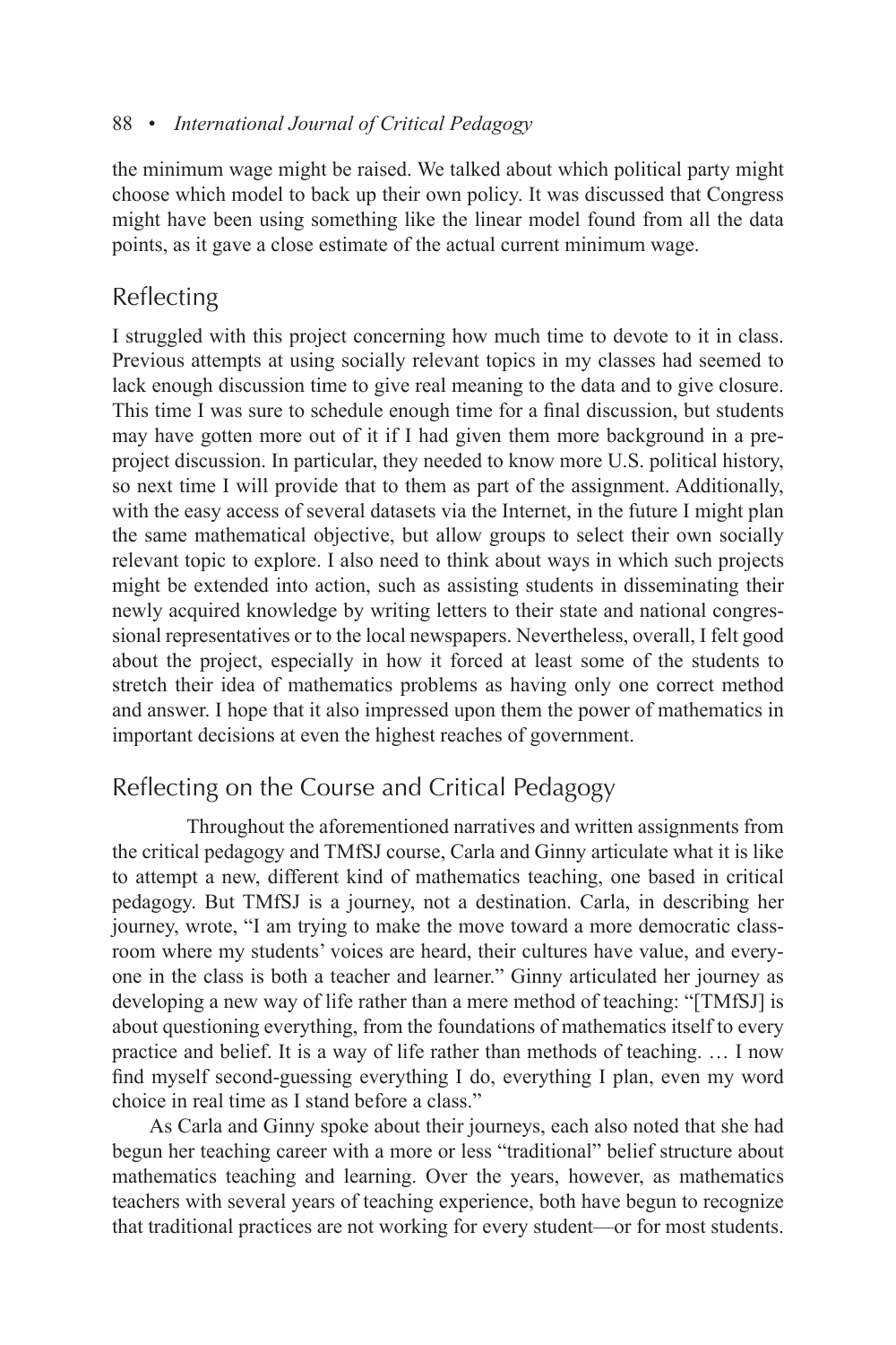the minimum wage might be raised. We talked about which political party might choose which model to back up their own policy. It was discussed that Congress might have been using something like the linear model found from all the data points, as it gave a close estimate of the actual current minimum wage.

## Reflecting

I struggled with this project concerning how much time to devote to it in class. Previous attempts at using socially relevant topics in my classes had seemed to lack enough discussion time to give real meaning to the data and to give closure. This time I was sure to schedule enough time for a final discussion, but students may have gotten more out of it if I had given them more background in a pre-project discussion. In particular, they needed to know more U.S. political history, so next time I will provide that to them as part of the assignment. Additionally, with the easy access of several datasets via the Internet, in the future I might plan the same mathematical objective, but allow groups to select their own socially relevant topic to explore. I also need to think about ways in which such projects might be extended into action, such as assisting students in disseminating their newly acquired knowledge by writing letters to their state and national congressional representatives or to the local newspapers. Nevertheless, overall, I felt good about the project, especially in how it forced at least some of the students to stretch their idea of mathematics problems as having only one correct method and answer. I hope that it also impressed upon them the power of mathematics in important decisions at even the highest reaches of government.

## Reflecting on the Course and Critical Pedagogy

Throughout the aforementioned narratives and written assignments from the critical pedagogy and TMfSJ course, Carla and Ginny articulate what it is like to attempt a new, different kind of mathematics teaching, one based in critical pedagogy. But TMfSJ is a journey, not a destination. Carla, in describing her journey, wrote, "I am trying to make the move toward a more democratic classroom where my students' voices are heard, their cultures have value, and everyone in the class is both a teacher and learner." Ginny articulated her journey as developing a new way of life rather than a mere method of teaching: "[TMfSJ] is about questioning everything, from the foundations of mathematics itself to every practice and belief. It is a way of life rather than methods of teaching. … I now find myself second-guessing everything I do, everything I plan, even my word choice in real time as I stand before a class."

As Carla and Ginny spoke about their journeys, each also noted that she had begun her teaching career with a more or less "traditional" belief structure about mathematics teaching and learning. Over the years, however, as mathematics teachers with several years of teaching experience, both have begun to recognize that traditional practices are not working for every student—or for most students.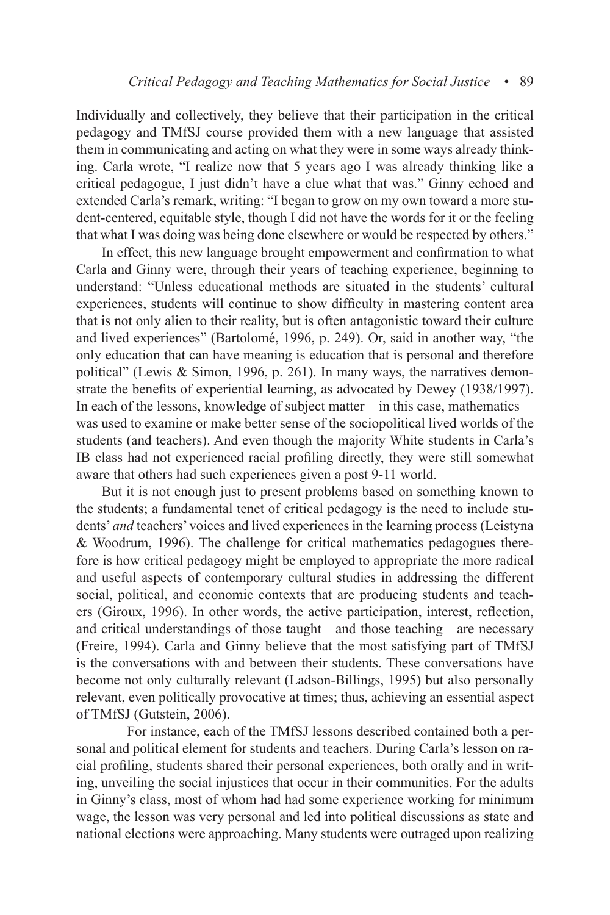Individually and collectively, they believe that their participation in the critical pedagogy and TMfSJ course provided them with a new language that assisted them in communicating and acting on what they were in some ways already thinking. Carla wrote, "I realize now that 5 years ago I was already thinking like a critical pedagogue, I just didn't have a clue what that was." Ginny echoed and extended Carla's remark, writing: "I began to grow on my own toward a more student-centered, equitable style, though I did not have the words for it or the feeling that what I was doing was being done elsewhere or would be respected by others."

In effect, this new language brought empowerment and confirmation to what Carla and Ginny were, through their years of teaching experience, beginning to understand: "Unless educational methods are situated in the students' cultural experiences, students will continue to show difficulty in mastering content area that is not only alien to their reality, but is often antagonistic toward their culture and lived experiences" (Bartolomé, 1996, p. 249). Or, said in another way, "the only education that can have meaning is education that is personal and therefore political" (Lewis & Simon, 1996, p. 261). In many ways, the narratives demonstrate the benefits of experiential learning, as advocated by Dewey (1938/1997). In each of the lessons, knowledge of subject matter—in this case, mathematics—was used to examine or make better sense of the sociopolitical lived worlds of the students (and teachers). And even though the majority White students in Carla's IB class had not experienced racial profiling directly, they were still somewhat aware that others had such experiences given a post 9-11 world.

But it is not enough just to present problems based on something known to the students; a fundamental tenet of critical pedagogy is the need to include students' *and* teachers' voices and lived experiences in the learning process (Leistyna & Woodrum, 1996). The challenge for critical mathematics pedagogues therefore is how critical pedagogy might be employed to appropriate the more radical and useful aspects of contemporary cultural studies in addressing the different social, political, and economic contexts that are producing students and teachers (Giroux, 1996). In other words, the active participation, interest, reflection, and critical understandings of those taught—and those teaching—are necessary (Freire, 1994). Carla and Ginny believe that the most satisfying part of TMfSJ is the conversations with and between their students. These conversations have become not only culturally relevant (Ladson-Billings, 1995) but also personally relevant, even politically provocative at times; thus, achieving an essential aspect of TMfSJ (Gutstein, 2006).

For instance, each of the TMfSJ lessons described contained both a personal and political element for students and teachers. During Carla's lesson on racial profiling, students shared their personal experiences, both orally and in writing, unveiling the social injustices that occur in their communities. For the adults in Ginny's class, most of whom had had some experience working for minimum wage, the lesson was very personal and led into political discussions as state and national elections were approaching. Many students were outraged upon realizing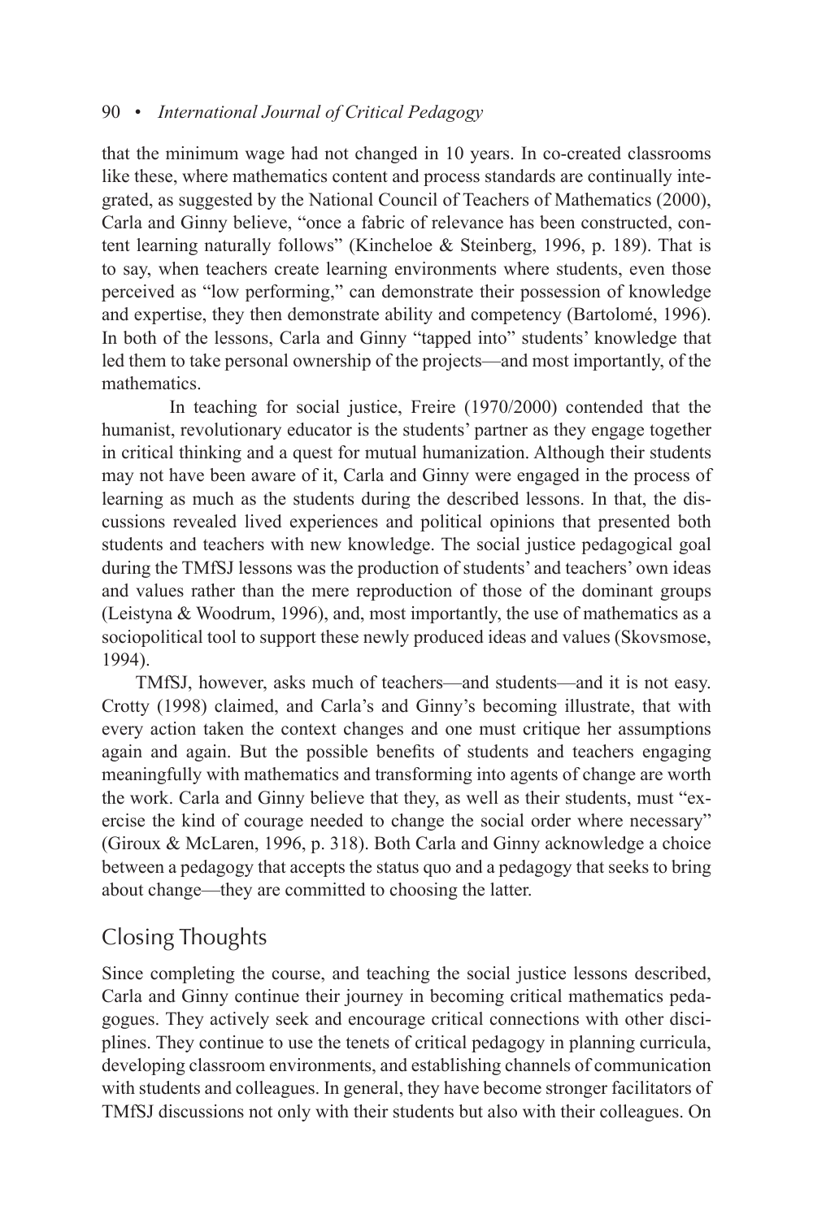that the minimum wage had not changed in 10 years. In co-created classrooms like these, where mathematics content and process standards are continually integrated, as suggested by the National Council of Teachers of Mathematics (2000), Carla and Ginny believe, "once a fabric of relevance has been constructed, content learning naturally follows" (Kincheloe & Steinberg, 1996, p. 189). That is to say, when teachers create learning environments where students, even those perceived as "low performing," can demonstrate their possession of knowledge and expertise, they then demonstrate ability and competency (Bartolomé, 1996). In both of the lessons, Carla and Ginny "tapped into" students' knowledge that led them to take personal ownership of the projects—and most importantly, of the mathematics.

In teaching for social justice, Freire (1970/2000) contended that the humanist, revolutionary educator is the students' partner as they engage together in critical thinking and a quest for mutual humanization. Although their students may not have been aware of it, Carla and Ginny were engaged in the process of learning as much as the students during the described lessons. In that, the discussions revealed lived experiences and political opinions that presented both students and teachers with new knowledge. The social justice pedagogical goal during the TMfSJ lessons was the production of students' and teachers' own ideas and values rather than the mere reproduction of those of the dominant groups (Leistyna & Woodrum, 1996), and, most importantly, the use of mathematics as a sociopolitical tool to support these newly produced ideas and values (Skovsmose, 1994).

TMfSJ, however, asks much of teachers—and students—and it is not easy. Crotty (1998) claimed, and Carla's and Ginny's becoming illustrate, that with every action taken the context changes and one must critique her assumptions again and again. But the possible benefits of students and teachers engaging meaningfully with mathematics and transforming into agents of change are worth the work. Carla and Ginny believe that they, as well as their students, must "exercise the kind of courage needed to change the social order where necessary" (Giroux & McLaren, 1996, p. 318). Both Carla and Ginny acknowledge a choice between a pedagogy that accepts the status quo and a pedagogy that seeks to bring about change—they are committed to choosing the latter.

## Closing Thoughts

Since completing the course, and teaching the social justice lessons described, Carla and Ginny continue their journey in becoming critical mathematics pedagogues. They actively seek and encourage critical connections with other disciplines. They continue to use the tenets of critical pedagogy in planning curricula, developing classroom environments, and establishing channels of communication with students and colleagues. In general, they have become stronger facilitators of TMfSJ discussions not only with their students but also with their colleagues. On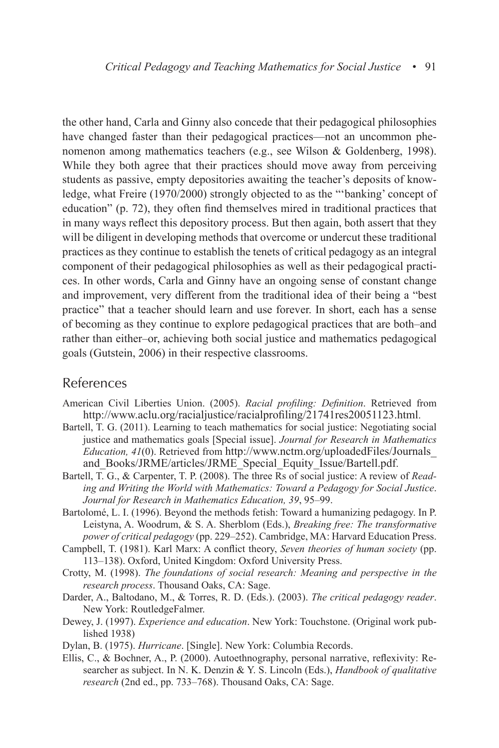the other hand, Carla and Ginny also concede that their pedagogical philosophies have changed faster than their pedagogical practices—not an uncommon phenomenon among mathematics teachers (e.g., see Wilson & Goldenberg, 1998). While they both agree that their practices should move away from perceiving students as passive, empty depositories awaiting the teacher's deposits of knowledge, what Freire (1970/2000) strongly objected to as the "'banking' concept of education" (p. 72), they often find themselves mired in traditional practices that in many ways reflect this depository process. But then again, both assert that they will be diligent in developing methods that overcome or undercut these traditional practices as they continue to establish the tenets of critical pedagogy as an integral component of their pedagogical philosophies as well as their pedagogical practices. In other words, Carla and Ginny have an ongoing sense of constant change and improvement, very different from the traditional idea of their being a "best practice" that a teacher should learn and use forever. In short, each has a sense of becoming as they continue to explore pedagogical practices that are both–and rather than either–or, achieving both social justice and mathematics pedagogical goals (Gutstein, 2006) in their respective classrooms.

## References

American Civil Liberties Union. (2005). *Racial profiling: Definition*. Retrieved from http://www.aclu.org/racialjustice/racialprofiling/21741res20051123.html.

Bartell, T. G. (2011). Learning to teach mathematics for social justice: Negotiating social justice and mathematics goals [Special issue]. *Journal for Research in Mathematics Education, 41*(0). Retrieved from http://www.nctm.org/uploadedFiles/Journals_and_Books/JRME/articles/JRME_Special_Equity_Issue/Bartell.pdf.

Bartell, T. G., & Carpenter, T. P. (2008). The three Rs of social justice: A review of *Reading and Writing the World with Mathematics: Toward a Pedagogy for Social Justice*. *Journal for Research in Mathematics Education, 39*, 95–99.

Bartolomé, L. I. (1996). Beyond the methods fetish: Toward a humanizing pedagogy. In P. Leistyna, A. Woodrum, & S. A. Sherblom (Eds.), *Breaking free: The transformative power of critical pedagogy* (pp. 229–252). Cambridge, MA: Harvard Education Press.

Campbell, T. (1981). Karl Marx: A conflict theory, *Seven theories of human society* (pp. 113–138). Oxford, United Kingdom: Oxford University Press.

Crotty, M. (1998). *The foundations of social research: Meaning and perspective in the research process*. Thousand Oaks, CA: Sage.

Darder, A., Baltodano, M., & Torres, R. D. (Eds.). (2003). *The critical pedagogy reader*. New York: RoutledgeFalmer.

Dewey, J. (1997). *Experience and education*. New York: Touchstone. (Original work published 1938)

Dylan, B. (1975). *Hurricane*. [Single]. New York: Columbia Records.

Ellis, C., & Bochner, A., P. (2000). Autoethnography, personal narrative, reflexivity: Researcher as subject. In N. K. Denzin & Y. S. Lincoln (Eds.), *Handbook of qualitative research* (2nd ed., pp. 733–768). Thousand Oaks, CA: Sage.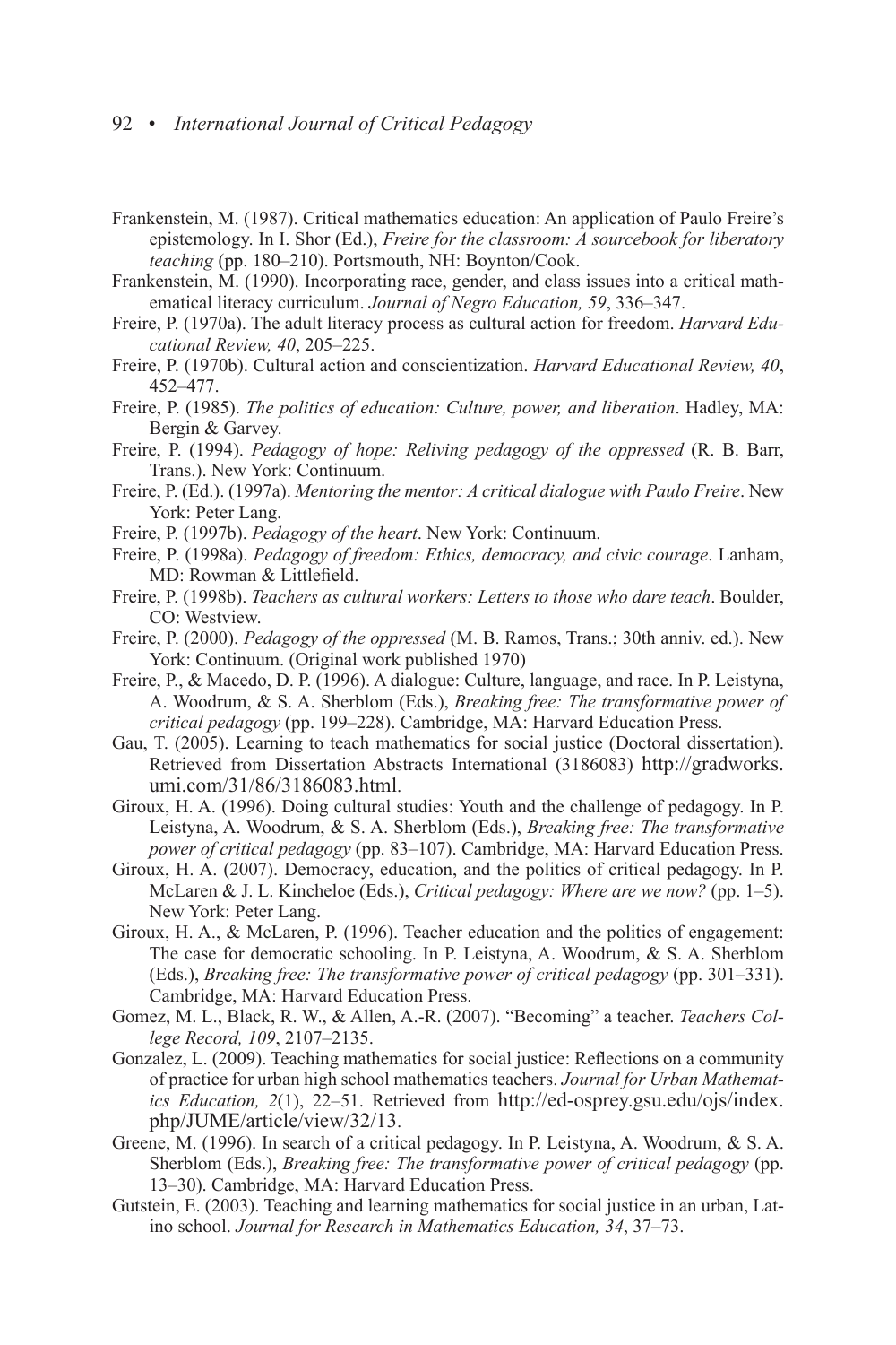Frankenstein, M. (1987). Critical mathematics education: An application of Paulo Freire's epistemology. In I. Shor (Ed.), *Freire for the classroom: A sourcebook for liberatory teaching* (pp. 180–210). Portsmouth, NH: Boynton/Cook.

Frankenstein, M. (1990). Incorporating race, gender, and class issues into a critical mathematical literacy curriculum. *Journal of Negro Education, 59*, 336–347.

Freire, P. (1970a). The adult literacy process as cultural action for freedom. *Harvard Educational Review, 40*, 205–225.

Freire, P. (1970b). Cultural action and conscientization. *Harvard Educational Review, 40*, 452–477.

Freire, P. (1985). *The politics of education: Culture, power, and liberation*. Hadley, MA: Bergin & Garvey.

Freire, P. (1994). *Pedagogy of hope: Reliving pedagogy of the oppressed* (R. B. Barr, Trans.). New York: Continuum.

Freire, P. (Ed.). (1997a). *Mentoring the mentor: A critical dialogue with Paulo Freire*. New York: Peter Lang.

Freire, P. (1997b). *Pedagogy of the heart*. New York: Continuum.

Freire, P. (1998a). *Pedagogy of freedom: Ethics, democracy, and civic courage*. Lanham, MD: Rowman & Littlefield.

Freire, P. (1998b). *Teachers as cultural workers: Letters to those who dare teach*. Boulder, CO: Westview.

Freire, P. (2000). *Pedagogy of the oppressed* (M. B. Ramos, Trans.; 30th anniv. ed.). New York: Continuum. (Original work published 1970)

Freire, P., & Macedo, D. P. (1996). A dialogue: Culture, language, and race. In P. Leistyna, A. Woodrum, & S. A. Sherblom (Eds.), *Breaking free: The transformative power of critical pedagogy* (pp. 199–228). Cambridge, MA: Harvard Education Press.

Gau, T. (2005). Learning to teach mathematics for social justice (Doctoral dissertation). Retrieved from Dissertation Abstracts International (3186083) http://gradworks.umi.com/31/86/3186083.html.

Giroux, H. A. (1996). Doing cultural studies: Youth and the challenge of pedagogy. In P. Leistyna, A. Woodrum, & S. A. Sherblom (Eds.), *Breaking free: The transformative power of critical pedagogy* (pp. 83–107). Cambridge, MA: Harvard Education Press.

Giroux, H. A. (2007). Democracy, education, and the politics of critical pedagogy. In P. McLaren & J. L. Kincheloe (Eds.), *Critical pedagogy: Where are we now?* (pp. 1–5). New York: Peter Lang.

Giroux, H. A., & McLaren, P. (1996). Teacher education and the politics of engagement: The case for democratic schooling. In P. Leistyna, A. Woodrum, & S. A. Sherblom (Eds.), *Breaking free: The transformative power of critical pedagogy* (pp. 301–331). Cambridge, MA: Harvard Education Press.

Gomez, M. L., Black, R. W., & Allen, A.-R. (2007). "Becoming" a teacher. *Teachers College Record, 109*, 2107–2135.

Gonzalez, L. (2009). Teaching mathematics for social justice: Reflections on a community of practice for urban high school mathematics teachers. *Journal for Urban Mathematics Education, 2*(1), 22–51. Retrieved from http://ed-osprey.gsu.edu/ojs/index.php/JUME/article/view/32/13.

Greene, M. (1996). In search of a critical pedagogy. In P. Leistyna, A. Woodrum, & S. A. Sherblom (Eds.), *Breaking free: The transformative power of critical pedagogy* (pp. 13–30). Cambridge, MA: Harvard Education Press.

Gutstein, E. (2003). Teaching and learning mathematics for social justice in an urban, Latino school. *Journal for Research in Mathematics Education, 34*, 37–73.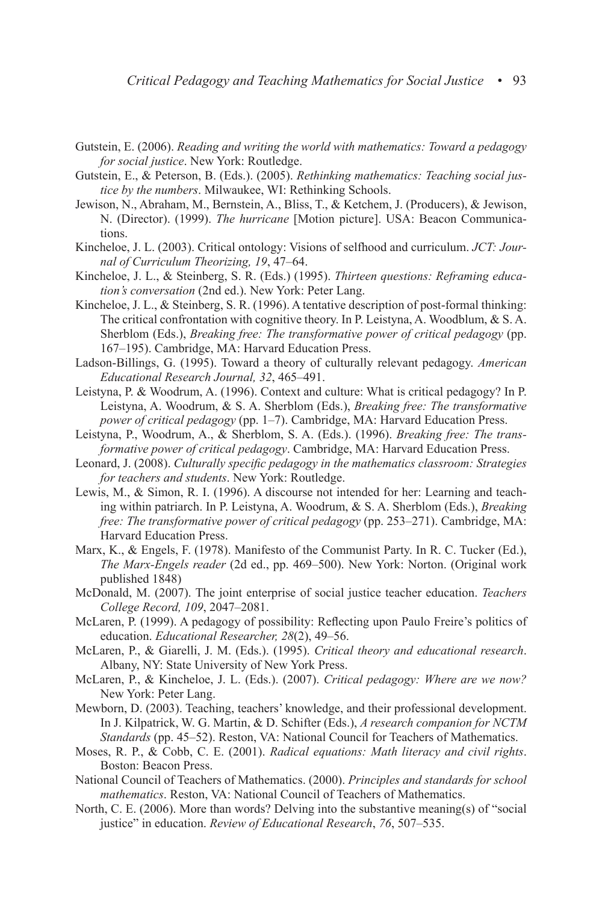Gutstein, E. (2006). *Reading and writing the world with mathematics: Toward a pedagogy for social justice*. New York: Routledge.

Gutstein, E., & Peterson, B. (Eds.). (2005). *Rethinking mathematics: Teaching social justice by the numbers*. Milwaukee, WI: Rethinking Schools.

Jewison, N., Abraham, M., Bernstein, A., Bliss, T., & Ketchem, J. (Producers), & Jewison, N. (Director). (1999). *The hurricane* [Motion picture]. USA: Beacon Communications.

Kincheloe, J. L. (2003). Critical ontology: Visions of selfhood and curriculum. *JCT: Journal of Curriculum Theorizing, 19*, 47–64.

Kincheloe, J. L., & Steinberg, S. R. (Eds.) (1995). *Thirteen questions: Reframing education's conversation* (2nd ed.). New York: Peter Lang.

Kincheloe, J. L., & Steinberg, S. R. (1996). A tentative description of post-formal thinking: The critical confrontation with cognitive theory. In P. Leistyna, A. Woodblum, & S. A. Sherblom (Eds.), *Breaking free: The transformative power of critical pedagogy* (pp. 167–195). Cambridge, MA: Harvard Education Press.

Ladson-Billings, G. (1995). Toward a theory of culturally relevant pedagogy. *American Educational Research Journal, 32*, 465–491.

Leistyna, P. & Woodrum, A. (1996). Context and culture: What is critical pedagogy? In P. Leistyna, A. Woodrum, & S. A. Sherblom (Eds.), *Breaking free: The transformative power of critical pedagogy* (pp. 1–7). Cambridge, MA: Harvard Education Press.

Leistyna, P., Woodrum, A., & Sherblom, S. A. (Eds.). (1996). *Breaking free: The transformative power of critical pedagogy*. Cambridge, MA: Harvard Education Press.

Leonard, J. (2008). *Culturally specific pedagogy in the mathematics classroom: Strategies for teachers and students*. New York: Routledge.

Lewis, M., & Simon, R. I. (1996). A discourse not intended for her: Learning and teaching within patriarch. In P. Leistyna, A. Woodrum, & S. A. Sherblom (Eds.), *Breaking free: The transformative power of critical pedagogy* (pp. 253–271). Cambridge, MA: Harvard Education Press.

Marx, K., & Engels, F. (1978). Manifesto of the Communist Party. In R. C. Tucker (Ed.), *The Marx-Engels reader* (2d ed., pp. 469–500). New York: Norton. (Original work published 1848)

McDonald, M. (2007). The joint enterprise of social justice teacher education. *Teachers College Record, 109*, 2047–2081.

McLaren, P. (1999). A pedagogy of possibility: Reflecting upon Paulo Freire's politics of education. *Educational Researcher, 28*(2), 49–56.

McLaren, P., & Giarelli, J. M. (Eds.). (1995). *Critical theory and educational research*. Albany, NY: State University of New York Press.

McLaren, P., & Kincheloe, J. L. (Eds.). (2007). *Critical pedagogy: Where are we now?* New York: Peter Lang.

Mewborn, D. (2003). Teaching, teachers' knowledge, and their professional development. In J. Kilpatrick, W. G. Martin, & D. Schifter (Eds.), *A research companion for NCTM Standards* (pp. 45–52). Reston, VA: National Council for Teachers of Mathematics.

Moses, R. P., & Cobb, C. E. (2001). *Radical equations: Math literacy and civil rights*. Boston: Beacon Press.

National Council of Teachers of Mathematics. (2000). *Principles and standards for school mathematics*. Reston, VA: National Council of Teachers of Mathematics.

North, C. E. (2006). More than words? Delving into the substantive meaning(s) of "social justice" in education. *Review of Educational Research*, *76*, 507–535.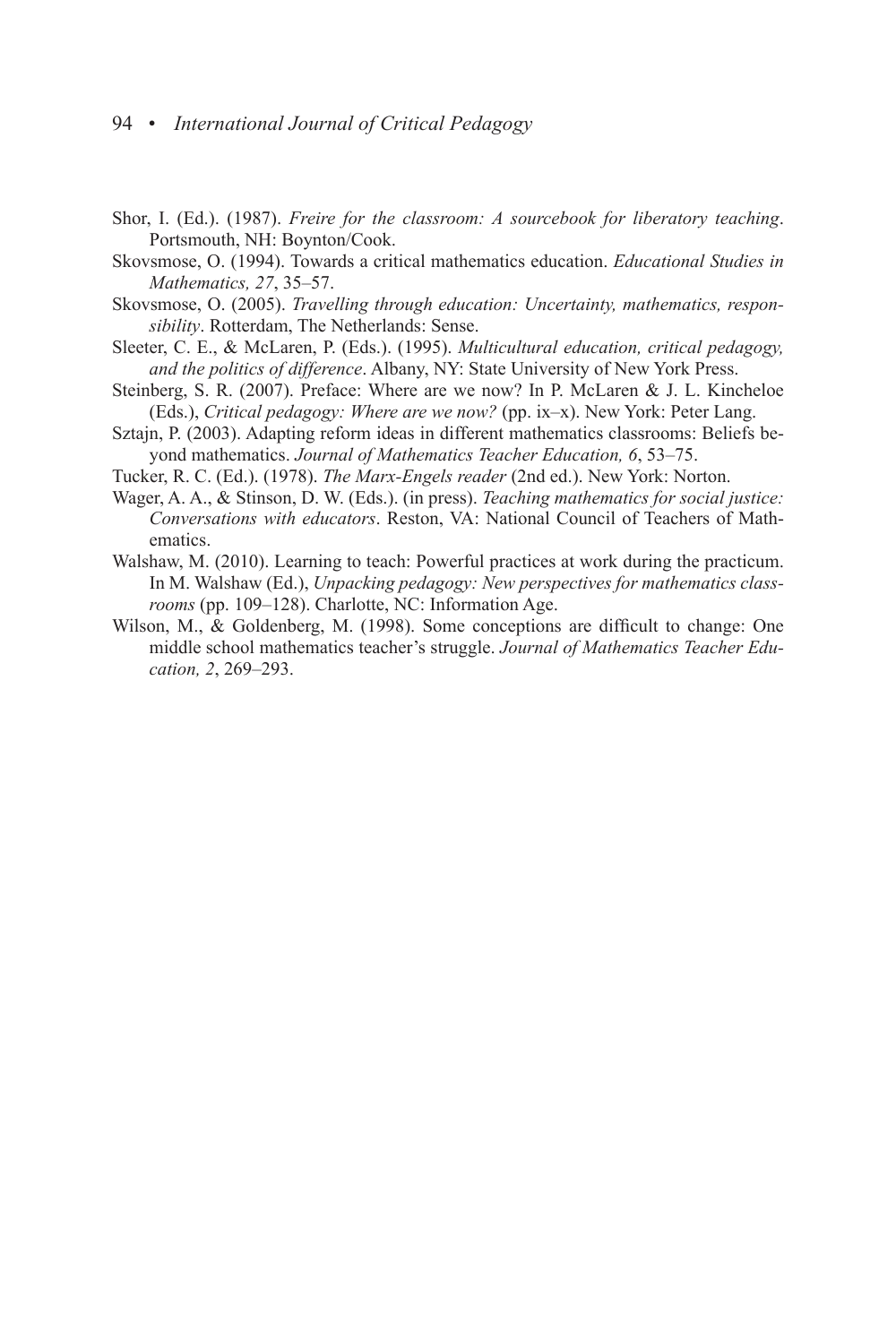Shor, I. (Ed.). (1987). *Freire for the classroom: A sourcebook for liberatory teaching*. Portsmouth, NH: Boynton/Cook.

Skovsmose, O. (1994). Towards a critical mathematics education. *Educational Studies in Mathematics, 27*, 35–57.

Skovsmose, O. (2005). *Travelling through education: Uncertainty, mathematics, responsibility*. Rotterdam, The Netherlands: Sense.

Sleeter, C. E., & McLaren, P. (Eds.). (1995). *Multicultural education, critical pedagogy, and the politics of difference*. Albany, NY: State University of New York Press.

Steinberg, S. R. (2007). Preface: Where are we now? In P. McLaren & J. L. Kincheloe (Eds.), *Critical pedagogy: Where are we now?* (pp. ix–x). New York: Peter Lang.

Sztajn, P. (2003). Adapting reform ideas in different mathematics classrooms: Beliefs beyond mathematics. *Journal of Mathematics Teacher Education, 6*, 53–75.

Tucker, R. C. (Ed.). (1978). *The Marx-Engels reader* (2nd ed.). New York: Norton.

Wager, A. A., & Stinson, D. W. (Eds.). (in press). *Teaching mathematics for social justice: Conversations with educators*. Reston, VA: National Council of Teachers of Mathematics.

Walshaw, M. (2010). Learning to teach: Powerful practices at work during the practicum. In M. Walshaw (Ed.), *Unpacking pedagogy: New perspectives for mathematics classrooms* (pp. 109–128). Charlotte, NC: Information Age.

Wilson, M., & Goldenberg, M. (1998). Some conceptions are difficult to change: One middle school mathematics teacher's struggle. *Journal of Mathematics Teacher Education, 2*, 269–293.